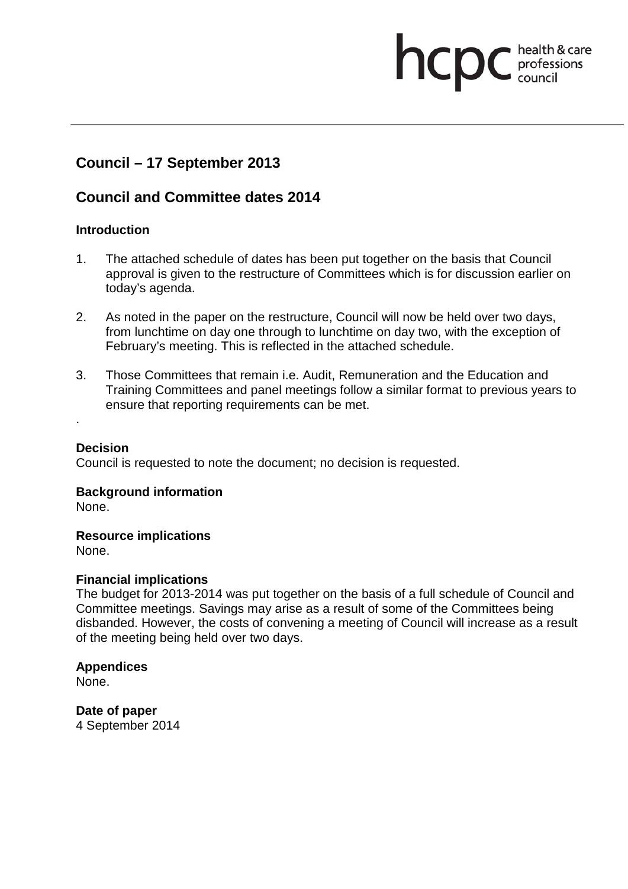hcpc health & care professions council

## Council – 17 September 2013

## Council and Committee dates 2014

### Introduction

1. The attached schedule of dates has been put together on the basis that Council approval is given to the restructure of Committees which is for discussion earlier on today's agenda.

2. As noted in the paper on the restructure, Council will now be held over two days, from lunchtime on day one through to lunchtime on day two, with the exception of February's meeting. This is reflected in the attached schedule.

3. Those Committees that remain i.e. Audit, Remuneration and the Education and Training Committees and panel meetings follow a similar format to previous years to ensure that reporting requirements can be met.

.

**Decision**
Council is requested to note the document; no decision is requested.

**Background information**
None.

**Resource implications**
None.

**Financial implications**
The budget for 2013-2014 was put together on the basis of a full schedule of Council and Committee meetings. Savings may arise as a result of some of the Committees being disbanded. However, the costs of convening a meeting of Council will increase as a result of the meeting being held over two days.

**Appendices**
None.

**Date of paper**
4 September 2014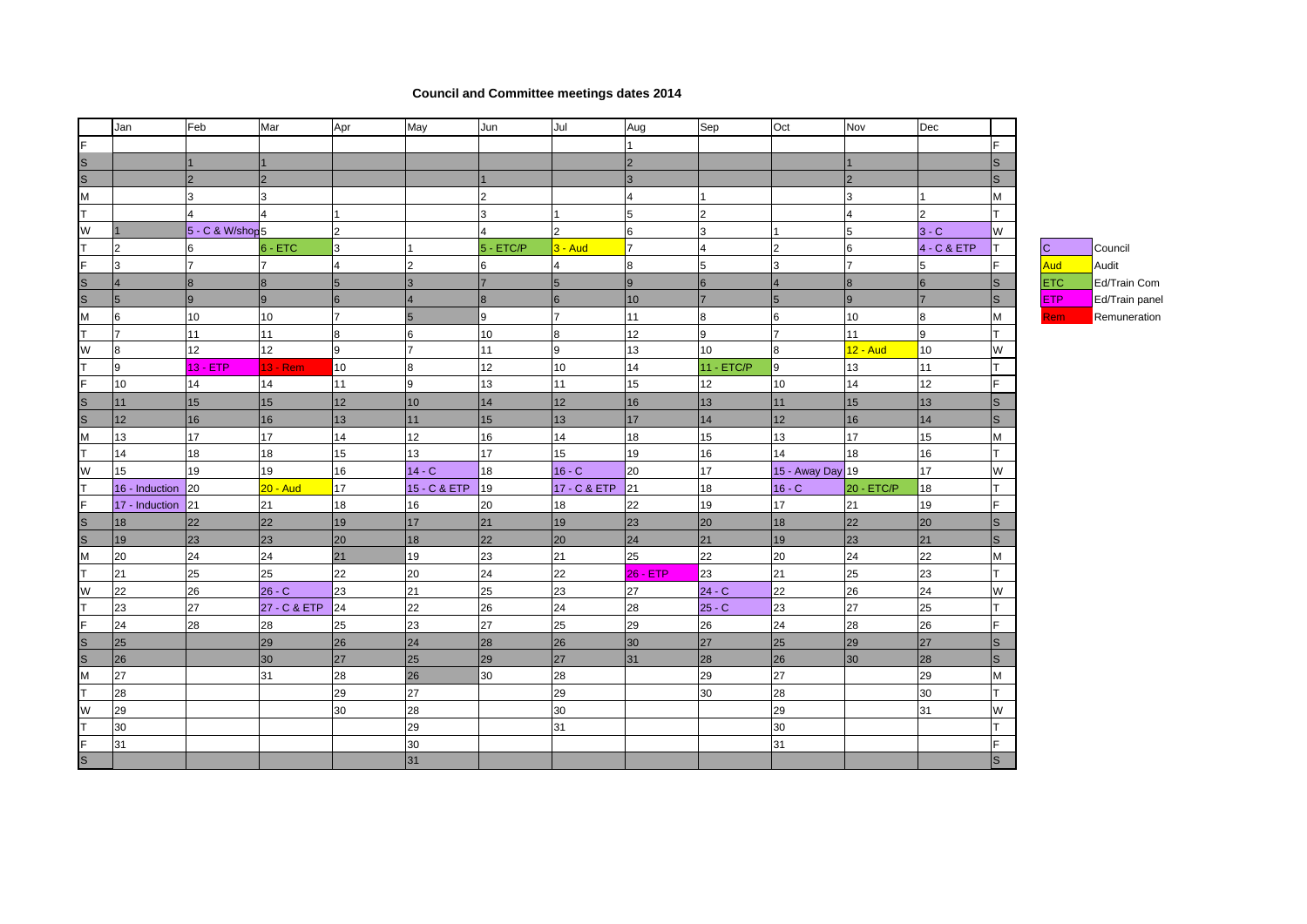# Council and Committee meetings dates 2014

| | Jan | Feb | Mar | Apr | May | Jun | Jul | Aug | Sep | Oct | Nov | Dec | |
|---|---|---|---|---|---|---|---|---|---|---|---|---|---|
| F | | | | | | | | 1 | | | | | F |
| S | | 1 | 1 | | | | | 2 | | | 1 | | S |
| S | | 2 | 2 | | | 1 | | 3 | | | 2 | | S |
| M | | 3 | 3 | | | 2 | | 4 | 1 | | 3 | 1 | M |
| T | | 4 | 4 | 1 | | 3 | 1 | 5 | 2 | | 4 | 2 | T |
| W | 1 | 5 - C & W/shop | 5 | 2 | | 4 | 2 | 6 | 3 | 1 | 5 | 3 - C | W |
| T | 2 | 6 | 6 - ETC | 3 | 1 | 5 - ETC/P | 3 - Aud | 7 | 4 | 2 | 6 | 4 - C & ETP | T |
| F | 3 | 7 | 7 | 4 | 2 | 6 | 4 | 8 | 5 | 3 | 7 | 5 | F |
| S | 4 | 8 | 8 | 5 | 3 | 7 | 5 | 9 | 6 | 4 | 8 | 6 | S |
| S | 5 | 9 | 9 | 6 | 4 | 8 | 6 | 10 | 7 | 5 | 9 | 7 | S |
| M | 6 | 10 | 10 | 7 | 5 | 9 | 7 | 11 | 8 | 6 | 10 | 8 | M |
| T | 7 | 11 | 11 | 8 | 6 | 10 | 8 | 12 | 9 | 7 | 11 | 9 | T |
| W | 8 | 12 | 12 | 9 | 7 | 11 | 9 | 13 | 10 | 8 | 12 - Aud | 10 | W |
| T | 9 | 13 - ETP | 13 - Rem | 10 | 8 | 12 | 10 | 14 | 11 - ETC/P | 9 | 13 | 11 | T |
| F | 10 | 14 | 14 | 11 | 9 | 13 | 11 | 15 | 12 | 10 | 14 | 12 | F |
| S | 11 | 15 | 15 | 12 | 10 | 14 | 12 | 16 | 13 | 11 | 15 | 13 | S |
| S | 12 | 16 | 16 | 13 | 11 | 15 | 13 | 17 | 14 | 12 | 16 | 14 | S |
| M | 13 | 17 | 17 | 14 | 12 | 16 | 14 | 18 | 15 | 13 | 17 | 15 | M |
| T | 14 | 18 | 18 | 15 | 13 | 17 | 15 | 19 | 16 | 14 | 18 | 16 | T |
| W | 15 | 19 | 19 | 16 | 14 - C | 18 | 16 - C | 20 | 17 | 15 - Away Day | 19 | 17 | W |
| T | 16 - Induction | 20 | 20 - Aud | 17 | 15 - C & ETP | 19 | 17 - C & ETP | 21 | 18 | 16 - C | 20 - ETC/P | 18 | T |
| F | 17 - Induction | 21 | 21 | 18 | 16 | 20 | 18 | 22 | 19 | 17 | 21 | 19 | F |
| S | 18 | 22 | 22 | 19 | 17 | 21 | 19 | 23 | 20 | 18 | 22 | 20 | S |
| S | 19 | 23 | 23 | 20 | 18 | 22 | 20 | 24 | 21 | 19 | 23 | 21 | S |
| M | 20 | 24 | 24 | 21 | 19 | 23 | 21 | 25 | 22 | 20 | 24 | 22 | M |
| T | 21 | 25 | 25 | 22 | 20 | 24 | 22 | 26 - ETP | 23 | 21 | 25 | 23 | T |
| W | 22 | 26 | 26 - C | 23 | 21 | 25 | 23 | 27 | 24 - C | 22 | 26 | 24 | W |
| T | 23 | 27 | 27 - C & ETP | 24 | 22 | 26 | 24 | 28 | 25 - C | 23 | 27 | 25 | T |
| F | 24 | 28 | 28 | 25 | 23 | 27 | 25 | 29 | 26 | 24 | 28 | 26 | F |
| S | 25 | | 29 | 26 | 24 | 28 | 26 | 30 | 27 | 25 | 29 | 27 | S |
| S | 26 | | 30 | 27 | 25 | 29 | 27 | 31 | 28 | 26 | 30 | 28 | S |
| M | 27 | | 31 | 28 | 26 | 30 | 28 | | 29 | 27 | | 29 | M |
| T | 28 | | | 29 | 27 | | 29 | | 30 | 28 | | 30 | T |
| W | 29 | | | 30 | 28 | | 30 | | | 29 | | 31 | W |
| T | 30 | | | | 29 | | 31 | | | 30 | | | T |
| F | 31 | | | | 30 | | | | | 31 | | | F |
| S | | | | | 31 | | | | | | | | S |

| | |
|---|---|
| C | Council |
| Aud | Audit |
| ETC | Ed/Train Com |
| ETP | Ed/Train panel |
| Rem | Remuneration |